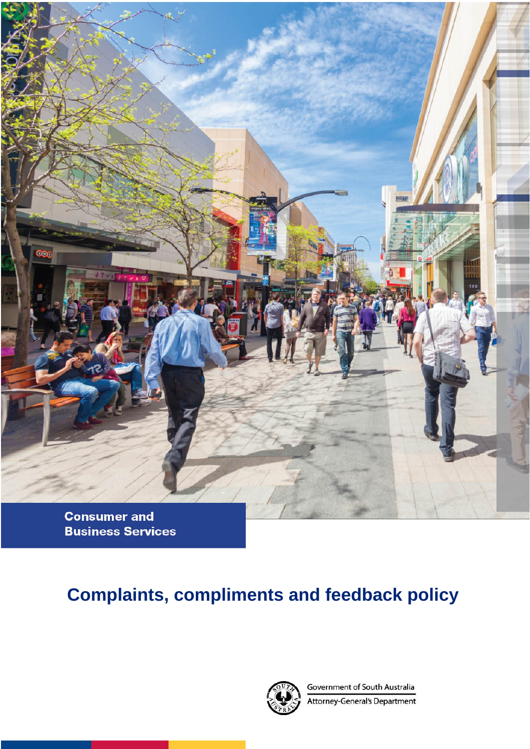Consumer and Business Services

# Complaints, compliments and feedback policy

Government of South Australia
Attorney-General's Department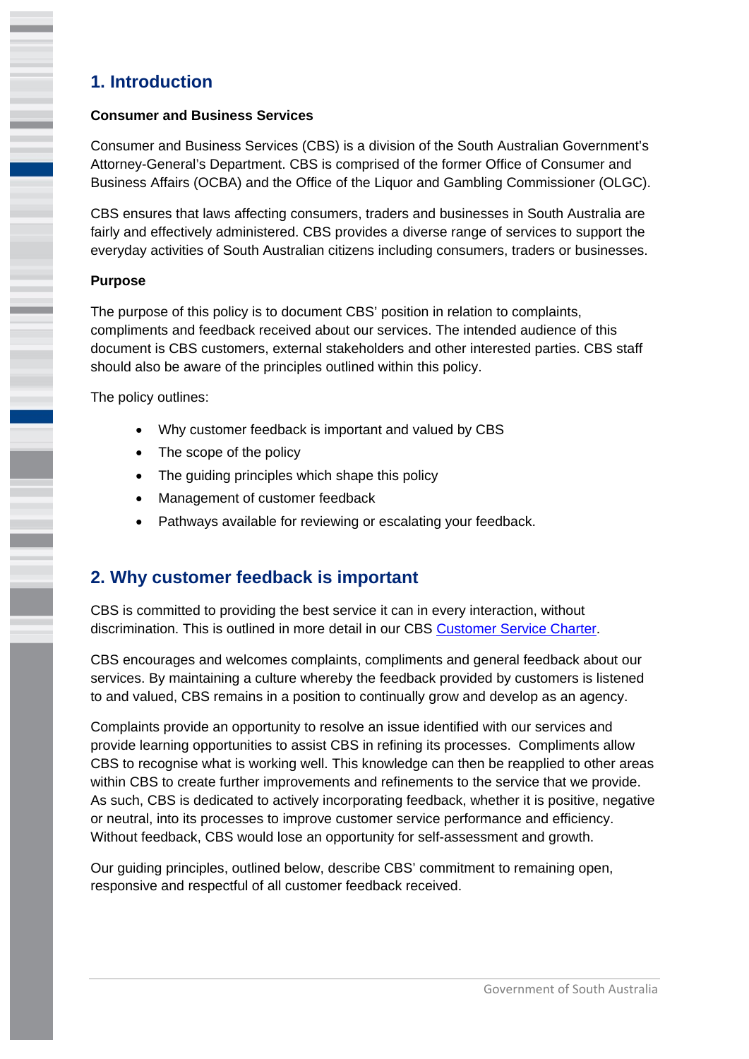## 1. Introduction

**Consumer and Business Services**

Consumer and Business Services (CBS) is a division of the South Australian Government's Attorney-General's Department. CBS is comprised of the former Office of Consumer and Business Affairs (OCBA) and the Office of the Liquor and Gambling Commissioner (OLGC).

CBS ensures that laws affecting consumers, traders and businesses in South Australia are fairly and effectively administered. CBS provides a diverse range of services to support the everyday activities of South Australian citizens including consumers, traders or businesses.

**Purpose**

The purpose of this policy is to document CBS' position in relation to complaints, compliments and feedback received about our services. The intended audience of this document is CBS customers, external stakeholders and other interested parties. CBS staff should also be aware of the principles outlined within this policy.

The policy outlines:

- Why customer feedback is important and valued by CBS
- The scope of the policy
- The guiding principles which shape this policy
- Management of customer feedback
- Pathways available for reviewing or escalating your feedback.

## 2. Why customer feedback is important

CBS is committed to providing the best service it can in every interaction, without discrimination. This is outlined in more detail in our CBS Customer Service Charter.

CBS encourages and welcomes complaints, compliments and general feedback about our services. By maintaining a culture whereby the feedback provided by customers is listened to and valued, CBS remains in a position to continually grow and develop as an agency.

Complaints provide an opportunity to resolve an issue identified with our services and provide learning opportunities to assist CBS in refining its processes. Compliments allow CBS to recognise what is working well. This knowledge can then be reapplied to other areas within CBS to create further improvements and refinements to the service that we provide. As such, CBS is dedicated to actively incorporating feedback, whether it is positive, negative or neutral, into its processes to improve customer service performance and efficiency. Without feedback, CBS would lose an opportunity for self-assessment and growth.

Our guiding principles, outlined below, describe CBS' commitment to remaining open, responsive and respectful of all customer feedback received.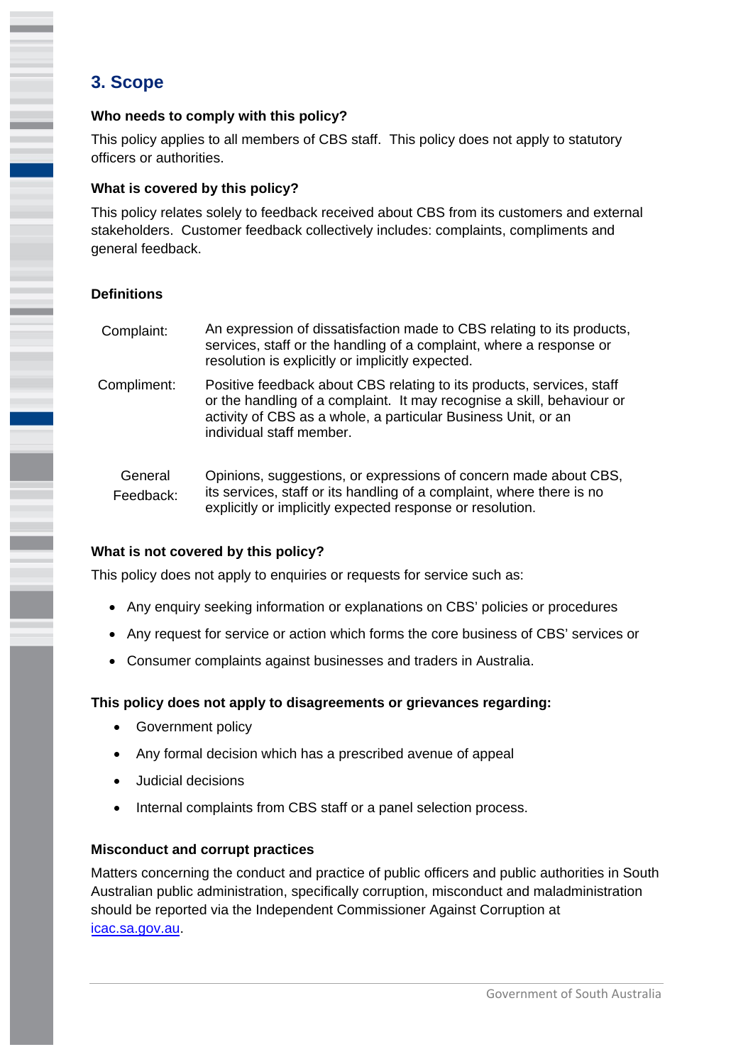## 3. Scope

**Who needs to comply with this policy?**

This policy applies to all members of CBS staff. This policy does not apply to statutory officers or authorities.

**What is covered by this policy?**

This policy relates solely to feedback received about CBS from its customers and external stakeholders. Customer feedback collectively includes: complaints, compliments and general feedback.

**Definitions**

| | |
|---|---|
| Complaint: | An expression of dissatisfaction made to CBS relating to its products, services, staff or the handling of a complaint, where a response or resolution is explicitly or implicitly expected. |
| Compliment: | Positive feedback about CBS relating to its products, services, staff or the handling of a complaint. It may recognise a skill, behaviour or activity of CBS as a whole, a particular Business Unit, or an individual staff member. |
| General Feedback: | Opinions, suggestions, or expressions of concern made about CBS, its services, staff or its handling of a complaint, where there is no explicitly or implicitly expected response or resolution. |

**What is not covered by this policy?**

This policy does not apply to enquiries or requests for service such as:

- Any enquiry seeking information or explanations on CBS' policies or procedures
- Any request for service or action which forms the core business of CBS' services or
- Consumer complaints against businesses and traders in Australia.

**This policy does not apply to disagreements or grievances regarding:**

- Government policy
- Any formal decision which has a prescribed avenue of appeal
- Judicial decisions
- Internal complaints from CBS staff or a panel selection process.

**Misconduct and corrupt practices**

Matters concerning the conduct and practice of public officers and public authorities in South Australian public administration, specifically corruption, misconduct and maladministration should be reported via the Independent Commissioner Against Corruption at icac.sa.gov.au.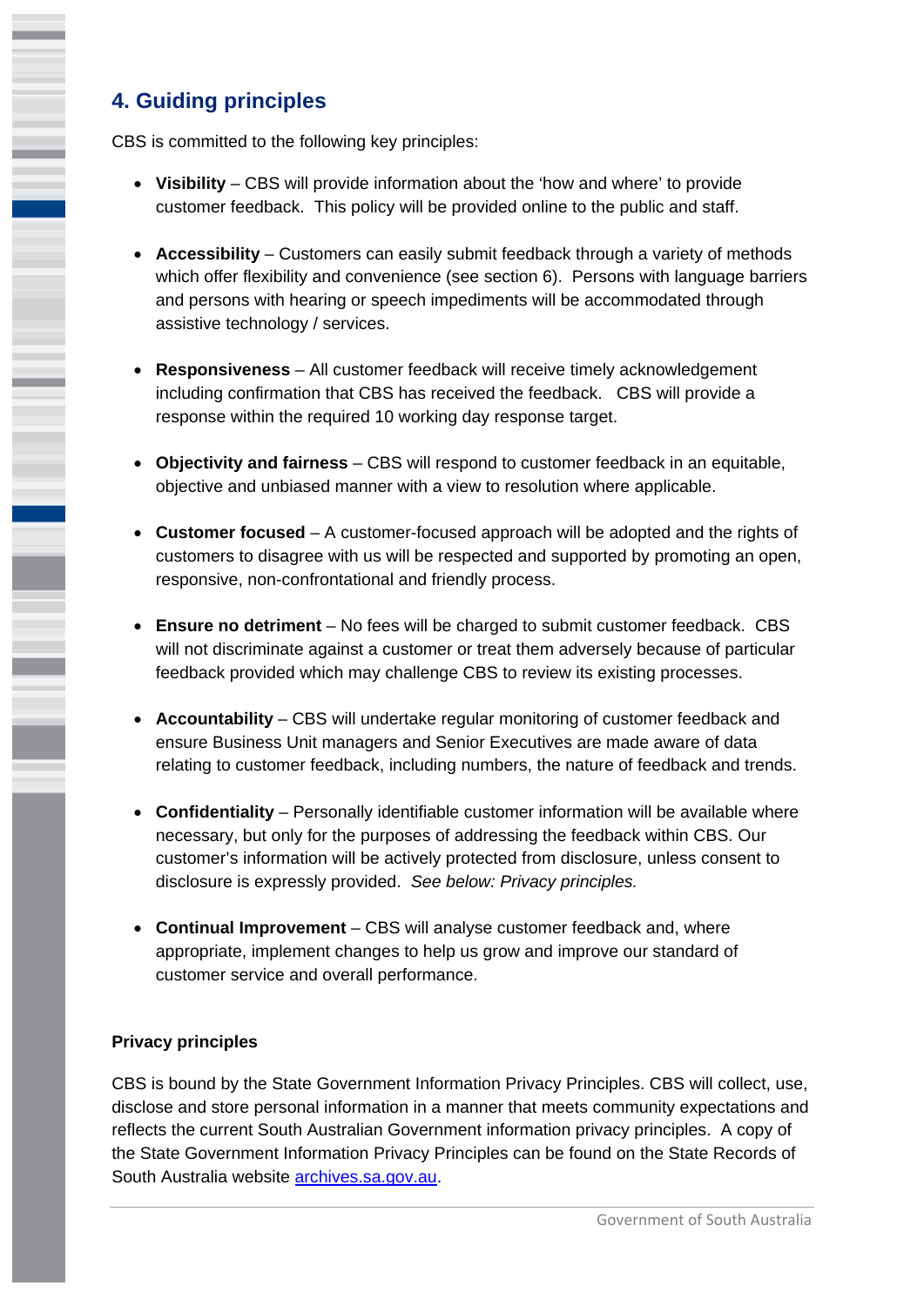## 4. Guiding principles

CBS is committed to the following key principles:

- **Visibility** – CBS will provide information about the 'how and where' to provide customer feedback. This policy will be provided online to the public and staff.

- **Accessibility** – Customers can easily submit feedback through a variety of methods which offer flexibility and convenience (see section 6). Persons with language barriers and persons with hearing or speech impediments will be accommodated through assistive technology / services.

- **Responsiveness** – All customer feedback will receive timely acknowledgement including confirmation that CBS has received the feedback. CBS will provide a response within the required 10 working day response target.

- **Objectivity and fairness** – CBS will respond to customer feedback in an equitable, objective and unbiased manner with a view to resolution where applicable.

- **Customer focused** – A customer-focused approach will be adopted and the rights of customers to disagree with us will be respected and supported by promoting an open, responsive, non-confrontational and friendly process.

- **Ensure no detriment** – No fees will be charged to submit customer feedback. CBS will not discriminate against a customer or treat them adversely because of particular feedback provided which may challenge CBS to review its existing processes.

- **Accountability** – CBS will undertake regular monitoring of customer feedback and ensure Business Unit managers and Senior Executives are made aware of data relating to customer feedback, including numbers, the nature of feedback and trends.

- **Confidentiality** – Personally identifiable customer information will be available where necessary, but only for the purposes of addressing the feedback within CBS. Our customer's information will be actively protected from disclosure, unless consent to disclosure is expressly provided. *See below: Privacy principles.*

- **Continual Improvement** – CBS will analyse customer feedback and, where appropriate, implement changes to help us grow and improve our standard of customer service and overall performance.

**Privacy principles**

CBS is bound by the State Government Information Privacy Principles. CBS will collect, use, disclose and store personal information in a manner that meets community expectations and reflects the current South Australian Government information privacy principles. A copy of the State Government Information Privacy Principles can be found on the State Records of South Australia website [archives.sa.gov.au](archives.sa.gov.au).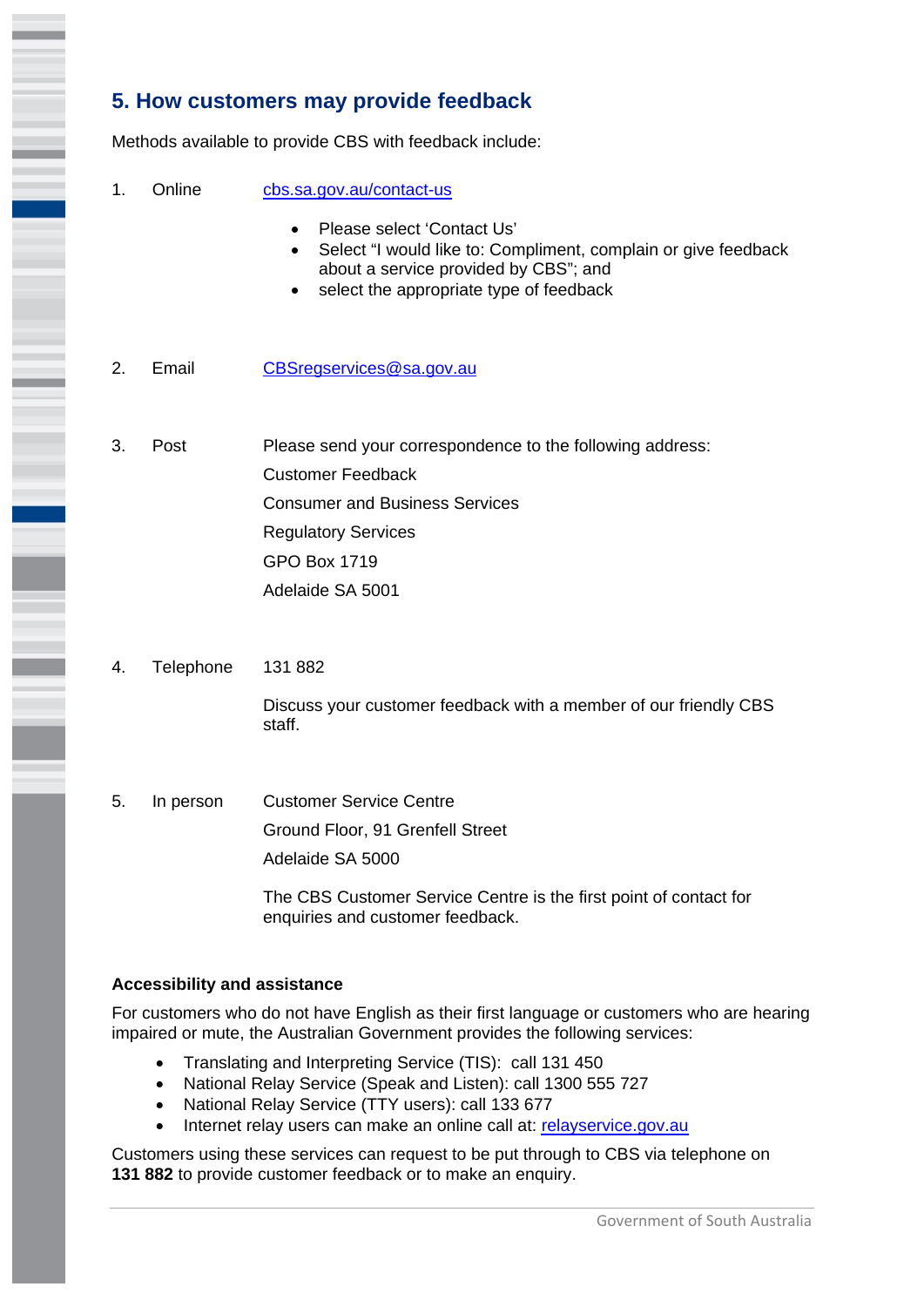## 5. How customers may provide feedback

Methods available to provide CBS with feedback include:

1. Online — cbs.sa.gov.au/contact-us
   - Please select 'Contact Us'
   - Select "I would like to: Compliment, complain or give feedback about a service provided by CBS"; and
   - select the appropriate type of feedback

2. Email — CBSregservices@sa.gov.au

3. Post — Please send your correspondence to the following address:

   Customer Feedback
   Consumer and Business Services
   Regulatory Services
   GPO Box 1719
   Adelaide SA 5001

4. Telephone — 131 882

   Discuss your customer feedback with a member of our friendly CBS staff.

5. In person — Customer Service Centre
   Ground Floor, 91 Grenfell Street
   Adelaide SA 5000

   The CBS Customer Service Centre is the first point of contact for enquiries and customer feedback.

**Accessibility and assistance**

For customers who do not have English as their first language or customers who are hearing impaired or mute, the Australian Government provides the following services:

- Translating and Interpreting Service (TIS): call 131 450
- National Relay Service (Speak and Listen): call 1300 555 727
- National Relay Service (TTY users): call 133 677
- Internet relay users can make an online call at: relayservice.gov.au

Customers using these services can request to be put through to CBS via telephone on **131 882** to provide customer feedback or to make an enquiry.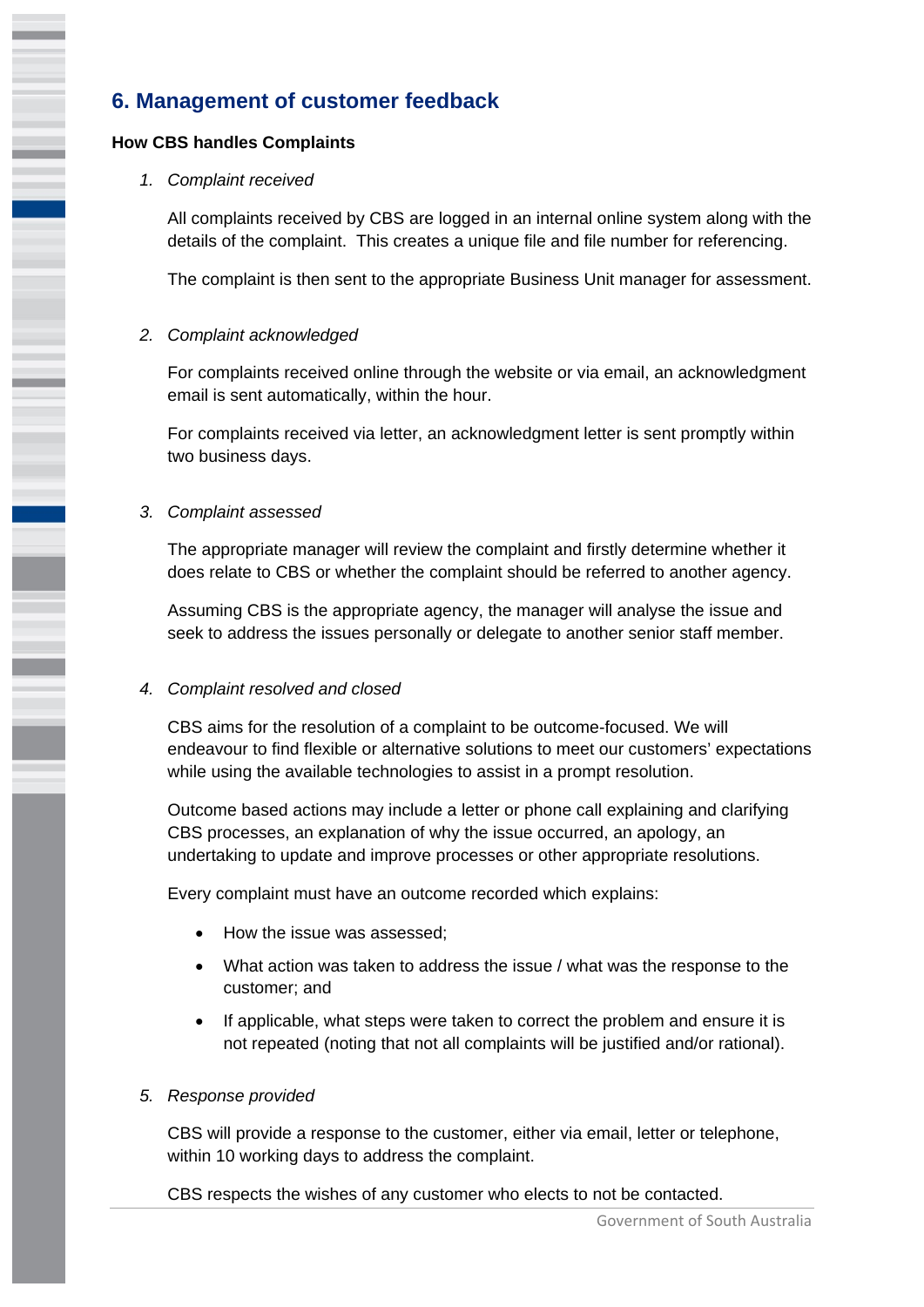## 6. Management of customer feedback

**How CBS handles Complaints**

1. *Complaint received*

   All complaints received by CBS are logged in an internal online system along with the details of the complaint. This creates a unique file and file number for referencing.

   The complaint is then sent to the appropriate Business Unit manager for assessment.

2. *Complaint acknowledged*

   For complaints received online through the website or via email, an acknowledgment email is sent automatically, within the hour.

   For complaints received via letter, an acknowledgment letter is sent promptly within two business days.

3. *Complaint assessed*

   The appropriate manager will review the complaint and firstly determine whether it does relate to CBS or whether the complaint should be referred to another agency.

   Assuming CBS is the appropriate agency, the manager will analyse the issue and seek to address the issues personally or delegate to another senior staff member.

4. *Complaint resolved and closed*

   CBS aims for the resolution of a complaint to be outcome-focused. We will endeavour to find flexible or alternative solutions to meet our customers' expectations while using the available technologies to assist in a prompt resolution.

   Outcome based actions may include a letter or phone call explaining and clarifying CBS processes, an explanation of why the issue occurred, an apology, an undertaking to update and improve processes or other appropriate resolutions.

   Every complaint must have an outcome recorded which explains:

   - How the issue was assessed;
   - What action was taken to address the issue / what was the response to the customer; and
   - If applicable, what steps were taken to correct the problem and ensure it is not repeated (noting that not all complaints will be justified and/or rational).

5. *Response provided*

   CBS will provide a response to the customer, either via email, letter or telephone, within 10 working days to address the complaint.

   CBS respects the wishes of any customer who elects to not be contacted.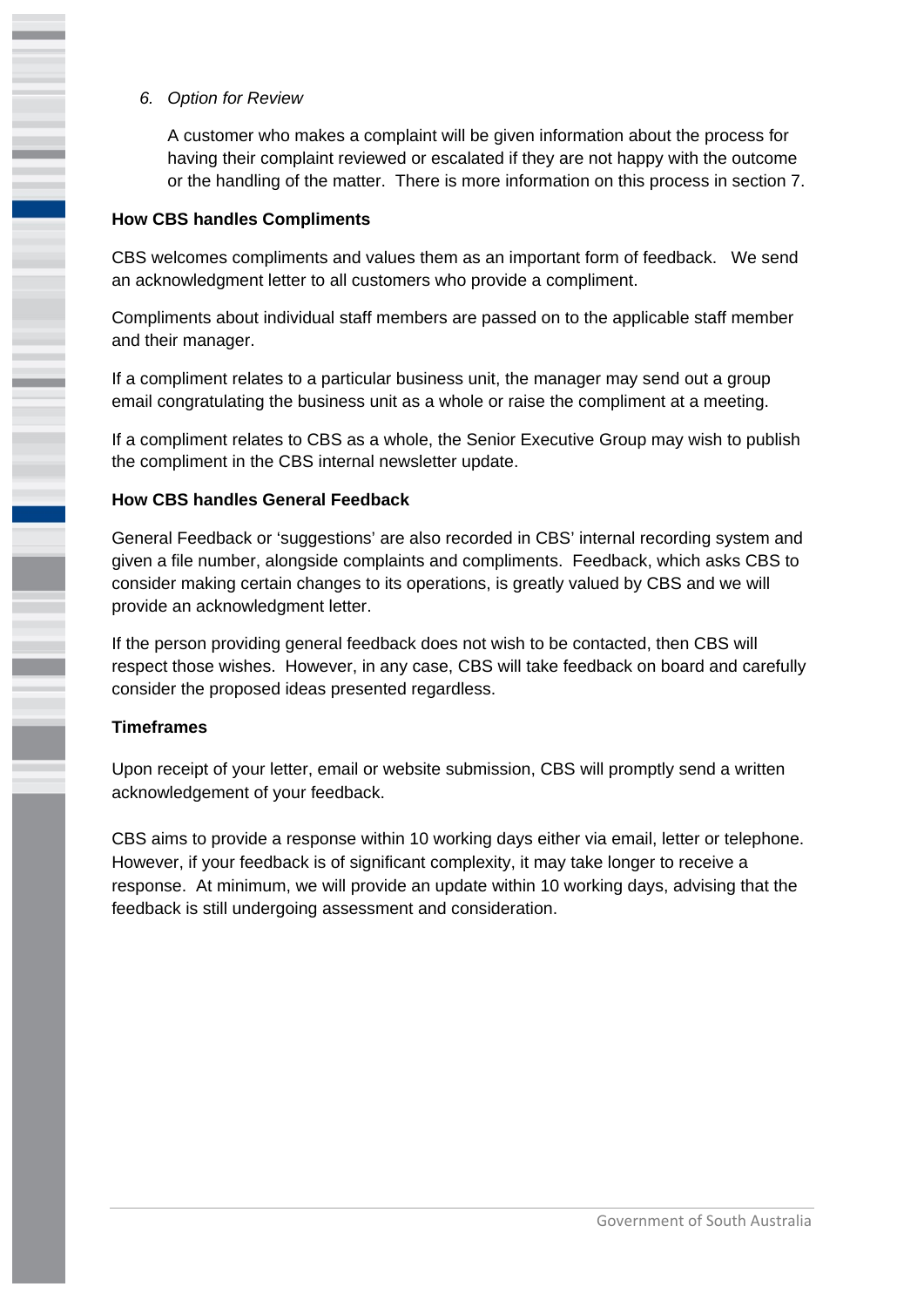6. *Option for Review*

   A customer who makes a complaint will be given information about the process for having their complaint reviewed or escalated if they are not happy with the outcome or the handling of the matter. There is more information on this process in section 7.

**How CBS handles Compliments**

CBS welcomes compliments and values them as an important form of feedback. We send an acknowledgment letter to all customers who provide a compliment.

Compliments about individual staff members are passed on to the applicable staff member and their manager.

If a compliment relates to a particular business unit, the manager may send out a group email congratulating the business unit as a whole or raise the compliment at a meeting.

If a compliment relates to CBS as a whole, the Senior Executive Group may wish to publish the compliment in the CBS internal newsletter update.

**How CBS handles General Feedback**

General Feedback or 'suggestions' are also recorded in CBS' internal recording system and given a file number, alongside complaints and compliments. Feedback, which asks CBS to consider making certain changes to its operations, is greatly valued by CBS and we will provide an acknowledgment letter.

If the person providing general feedback does not wish to be contacted, then CBS will respect those wishes. However, in any case, CBS will take feedback on board and carefully consider the proposed ideas presented regardless.

**Timeframes**

Upon receipt of your letter, email or website submission, CBS will promptly send a written acknowledgement of your feedback.

CBS aims to provide a response within 10 working days either via email, letter or telephone. However, if your feedback is of significant complexity, it may take longer to receive a response. At minimum, we will provide an update within 10 working days, advising that the feedback is still undergoing assessment and consideration.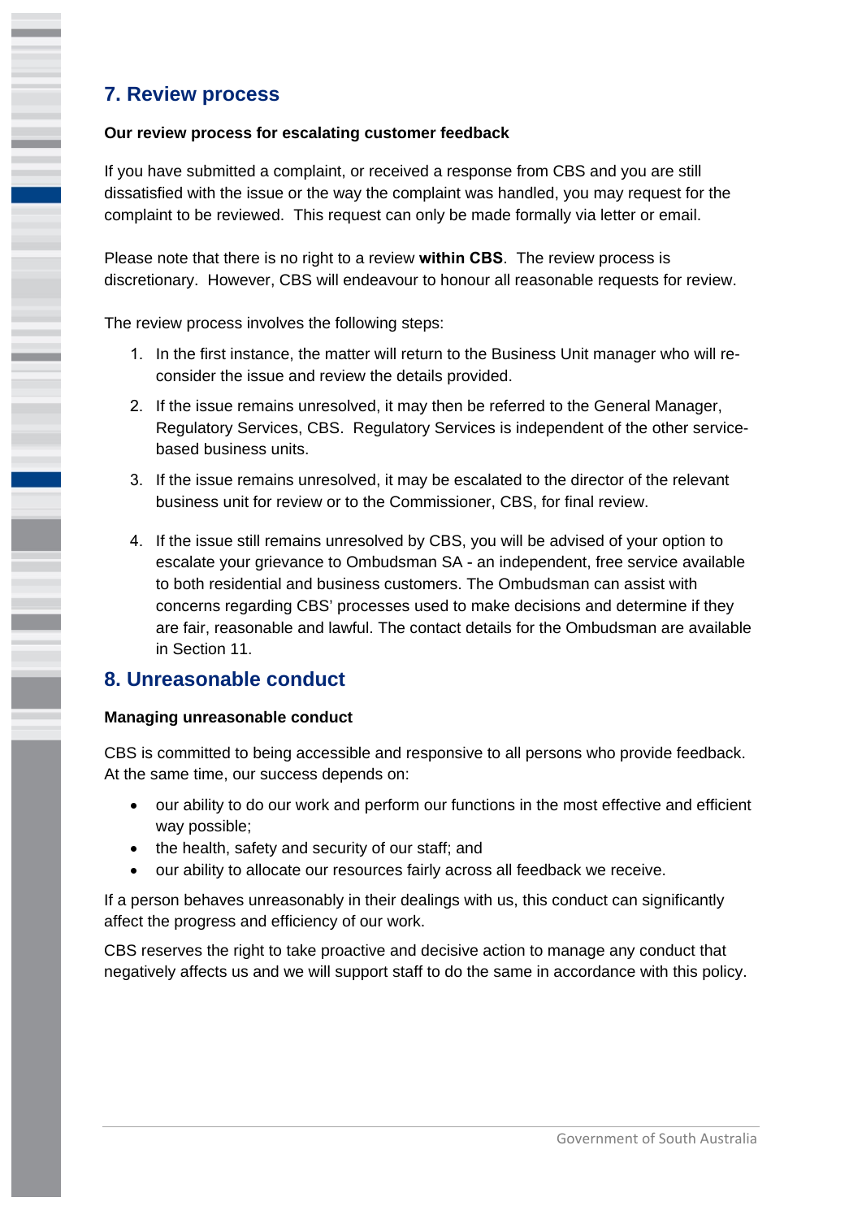## 7. Review process

**Our review process for escalating customer feedback**

If you have submitted a complaint, or received a response from CBS and you are still dissatisfied with the issue or the way the complaint was handled, you may request for the complaint to be reviewed. This request can only be made formally via letter or email.

Please note that there is no right to a review **within CBS**. The review process is discretionary. However, CBS will endeavour to honour all reasonable requests for review.

The review process involves the following steps:

1. In the first instance, the matter will return to the Business Unit manager who will re-consider the issue and review the details provided.
2. If the issue remains unresolved, it may then be referred to the General Manager, Regulatory Services, CBS. Regulatory Services is independent of the other service-based business units.
3. If the issue remains unresolved, it may be escalated to the director of the relevant business unit for review or to the Commissioner, CBS, for final review.
4. If the issue still remains unresolved by CBS, you will be advised of your option to escalate your grievance to Ombudsman SA - an independent, free service available to both residential and business customers. The Ombudsman can assist with concerns regarding CBS' processes used to make decisions and determine if they are fair, reasonable and lawful. The contact details for the Ombudsman are available in Section 11.

## 8. Unreasonable conduct

**Managing unreasonable conduct**

CBS is committed to being accessible and responsive to all persons who provide feedback. At the same time, our success depends on:

- our ability to do our work and perform our functions in the most effective and efficient way possible;
- the health, safety and security of our staff; and
- our ability to allocate our resources fairly across all feedback we receive.

If a person behaves unreasonably in their dealings with us, this conduct can significantly affect the progress and efficiency of our work.

CBS reserves the right to take proactive and decisive action to manage any conduct that negatively affects us and we will support staff to do the same in accordance with this policy.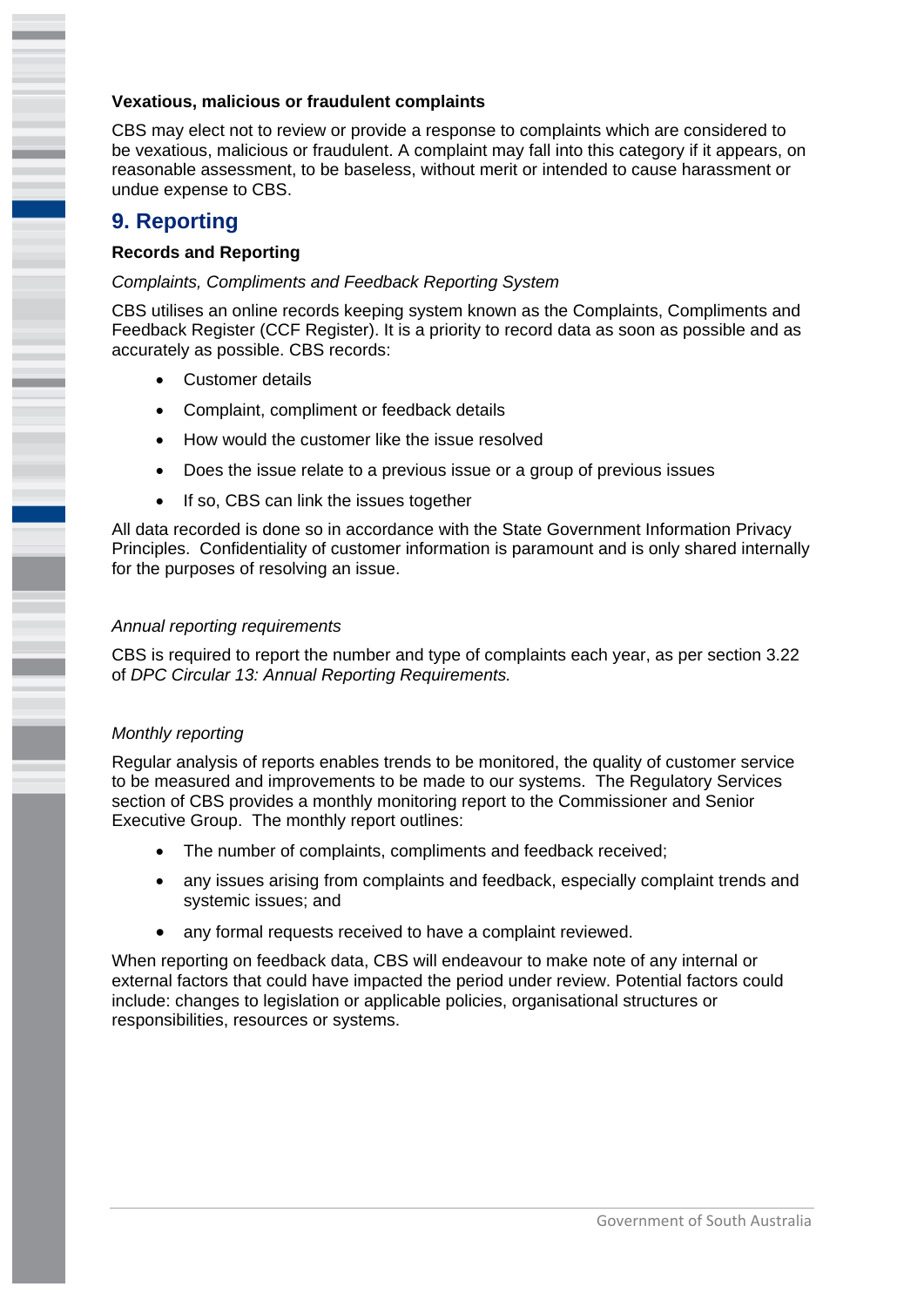**Vexatious, malicious or fraudulent complaints**

CBS may elect not to review or provide a response to complaints which are considered to be vexatious, malicious or fraudulent. A complaint may fall into this category if it appears, on reasonable assessment, to be baseless, without merit or intended to cause harassment or undue expense to CBS.

## 9. Reporting

**Records and Reporting**

*Complaints, Compliments and Feedback Reporting System*

CBS utilises an online records keeping system known as the Complaints, Compliments and Feedback Register (CCF Register). It is a priority to record data as soon as possible and as accurately as possible. CBS records:

- Customer details
- Complaint, compliment or feedback details
- How would the customer like the issue resolved
- Does the issue relate to a previous issue or a group of previous issues
- If so, CBS can link the issues together

All data recorded is done so in accordance with the State Government Information Privacy Principles. Confidentiality of customer information is paramount and is only shared internally for the purposes of resolving an issue.

*Annual reporting requirements*

CBS is required to report the number and type of complaints each year, as per section 3.22 of *DPC Circular 13: Annual Reporting Requirements.*

*Monthly reporting*

Regular analysis of reports enables trends to be monitored, the quality of customer service to be measured and improvements to be made to our systems. The Regulatory Services section of CBS provides a monthly monitoring report to the Commissioner and Senior Executive Group. The monthly report outlines:

- The number of complaints, compliments and feedback received;
- any issues arising from complaints and feedback, especially complaint trends and systemic issues; and
- any formal requests received to have a complaint reviewed.

When reporting on feedback data, CBS will endeavour to make note of any internal or external factors that could have impacted the period under review. Potential factors could include: changes to legislation or applicable policies, organisational structures or responsibilities, resources or systems.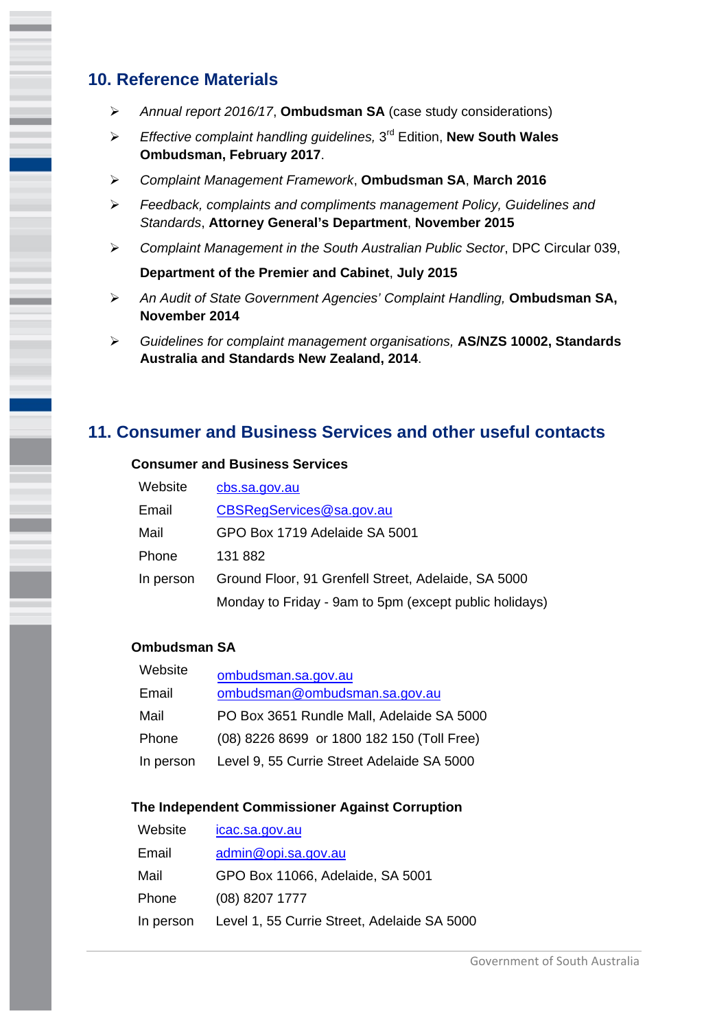## 10. Reference Materials

- *Annual report 2016/17*, **Ombudsman SA** (case study considerations)
- *Effective complaint handling guidelines,* 3rd Edition, **New South Wales Ombudsman, February 2017**.
- *Complaint Management Framework*, **Ombudsman SA**, **March 2016**
- *Feedback, complaints and compliments management Policy, Guidelines and Standards*, **Attorney General's Department**, **November 2015**
- *Complaint Management in the South Australian Public Sector*, DPC Circular 039,

  **Department of the Premier and Cabinet**, **July 2015**
- *An Audit of State Government Agencies' Complaint Handling,* **Ombudsman SA, November 2014**
- *Guidelines for complaint management organisations,* **AS/NZS 10002, Standards Australia and Standards New Zealand, 2014**.

## 11. Consumer and Business Services and other useful contacts

**Consumer and Business Services**

| | |
|---|---|
| Website | cbs.sa.gov.au |
| Email | CBSRegServices@sa.gov.au |
| Mail | GPO Box 1719 Adelaide SA 5001 |
| Phone | 131 882 |
| In person | Ground Floor, 91 Grenfell Street, Adelaide, SA 5000 |
| | Monday to Friday - 9am to 5pm (except public holidays) |

**Ombudsman SA**

| | |
|---|---|
| Website | ombudsman.sa.gov.au |
| Email | ombudsman@ombudsman.sa.gov.au |
| Mail | PO Box 3651 Rundle Mall, Adelaide SA 5000 |
| Phone | (08) 8226 8699 or 1800 182 150 (Toll Free) |
| In person | Level 9, 55 Currie Street Adelaide SA 5000 |

**The Independent Commissioner Against Corruption**

| | |
|---|---|
| Website | icac.sa.gov.au |
| Email | admin@opi.sa.gov.au |
| Mail | GPO Box 11066, Adelaide, SA 5001 |
| Phone | (08) 8207 1777 |
| In person | Level 1, 55 Currie Street, Adelaide SA 5000 |